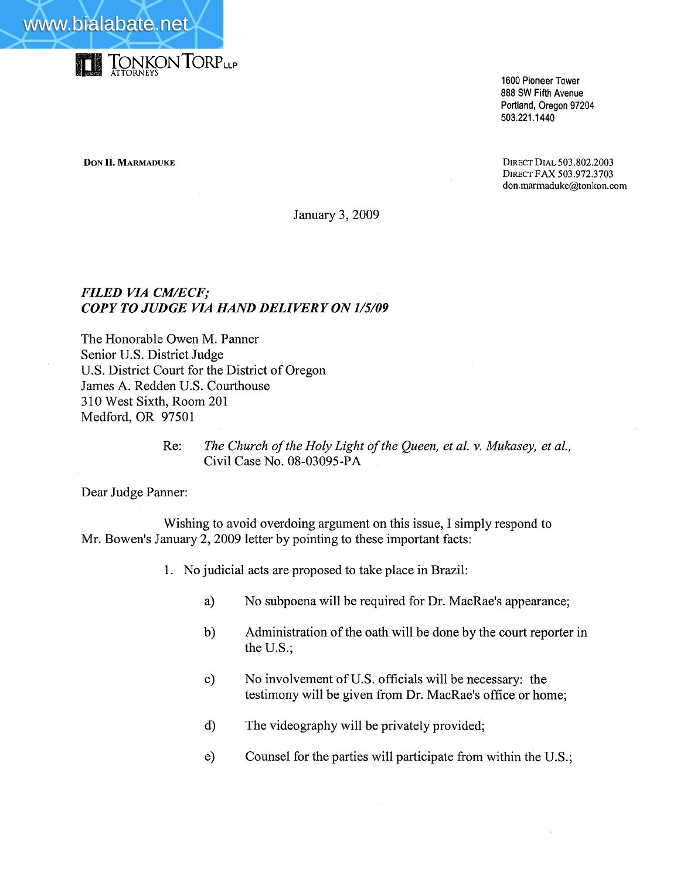TONKON TORP LLP
ATTORNEYS

1600 Pioneer Tower
888 SW Fifth Avenue
Portland, Oregon 97204
503.221.1440

**DON H. MARMADUKE**

DIRECT DIAL 503.802.2003
DIRECT FAX 503.972.3703
don.marmaduke@tonkon.com

January 3, 2009

***FILED VIA CM/ECF;***
***COPY TO JUDGE VIA HAND DELIVERY ON 1/5/09***

The Honorable Owen M. Panner
Senior U.S. District Judge
U.S. District Court for the District of Oregon
James A. Redden U.S. Courthouse
310 West Sixth, Room 201
Medford, OR 97501

Re: *The Church of the Holy Light of the Queen, et al. v. Mukasey, et al.*, Civil Case No. 08-03095-PA

Dear Judge Panner:

Wishing to avoid overdoing argument on this issue, I simply respond to Mr. Bowen's January 2, 2009 letter by pointing to these important facts:

1. No judicial acts are proposed to take place in Brazil:

   a) No subpoena will be required for Dr. MacRae's appearance;

   b) Administration of the oath will be done by the court reporter in the U.S.;

   c) No involvement of U.S. officials will be necessary: the testimony will be given from Dr. MacRae's office or home;

   d) The videography will be privately provided;

   e) Counsel for the parties will participate from within the U.S.;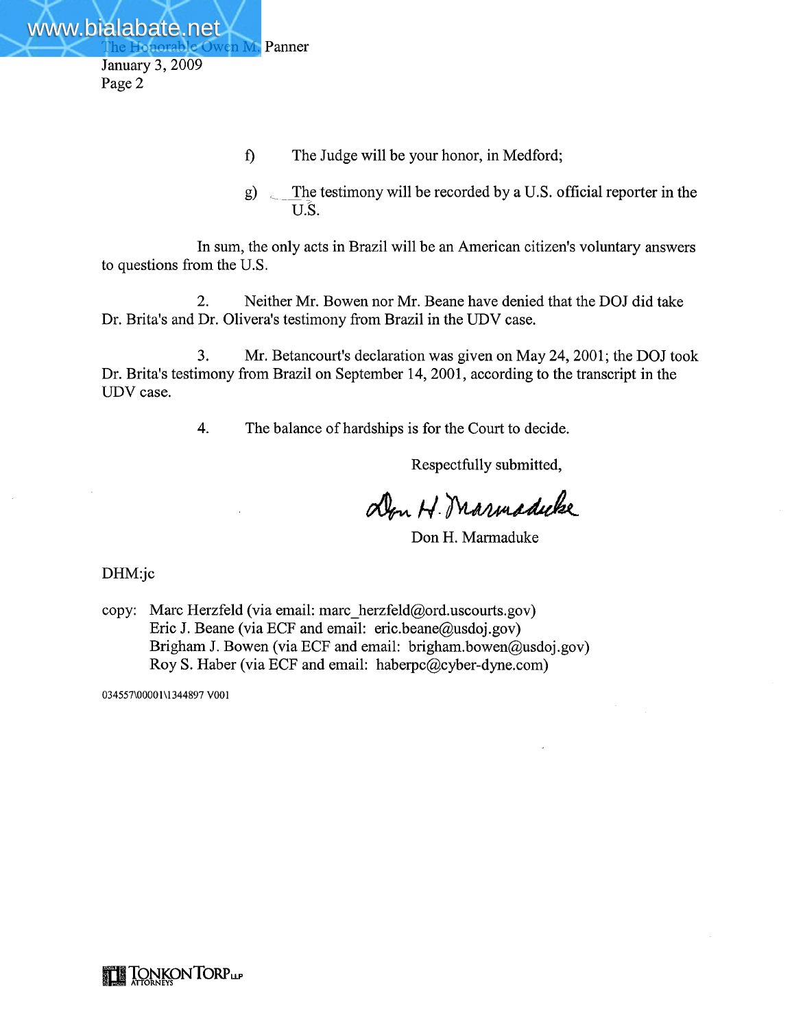f) The Judge will be your honor, in Medford;

g) The testimony will be recorded by a U.S. official reporter in the U.S.

In sum, the only acts in Brazil will be an American citizen's voluntary answers to questions from the U.S.

2. Neither Mr. Bowen nor Mr. Beane have denied that the DOJ did take Dr. Brita's and Dr. Olivera's testimony from Brazil in the UDV case.

3. Mr. Betancourt's declaration was given on May 24, 2001; the DOJ took Dr. Brita's testimony from Brazil on September 14, 2001, according to the transcript in the UDV case.

4. The balance of hardships is for the Court to decide.

Respectfully submitted,

Don H. Marmaduke

DHM:jc

copy: Marc Herzfeld (via email: marc_herzfeld@ord.uscourts.gov)
Eric J. Beane (via ECF and email: eric.beane@usdoj.gov)
Brigham J. Bowen (via ECF and email: brigham.bowen@usdoj.gov)
Roy S. Haber (via ECF and email: haberpc@cyber-dyne.com)

034557\00001\1344897 V001

TONKON TORP LLP
ATTORNEYS